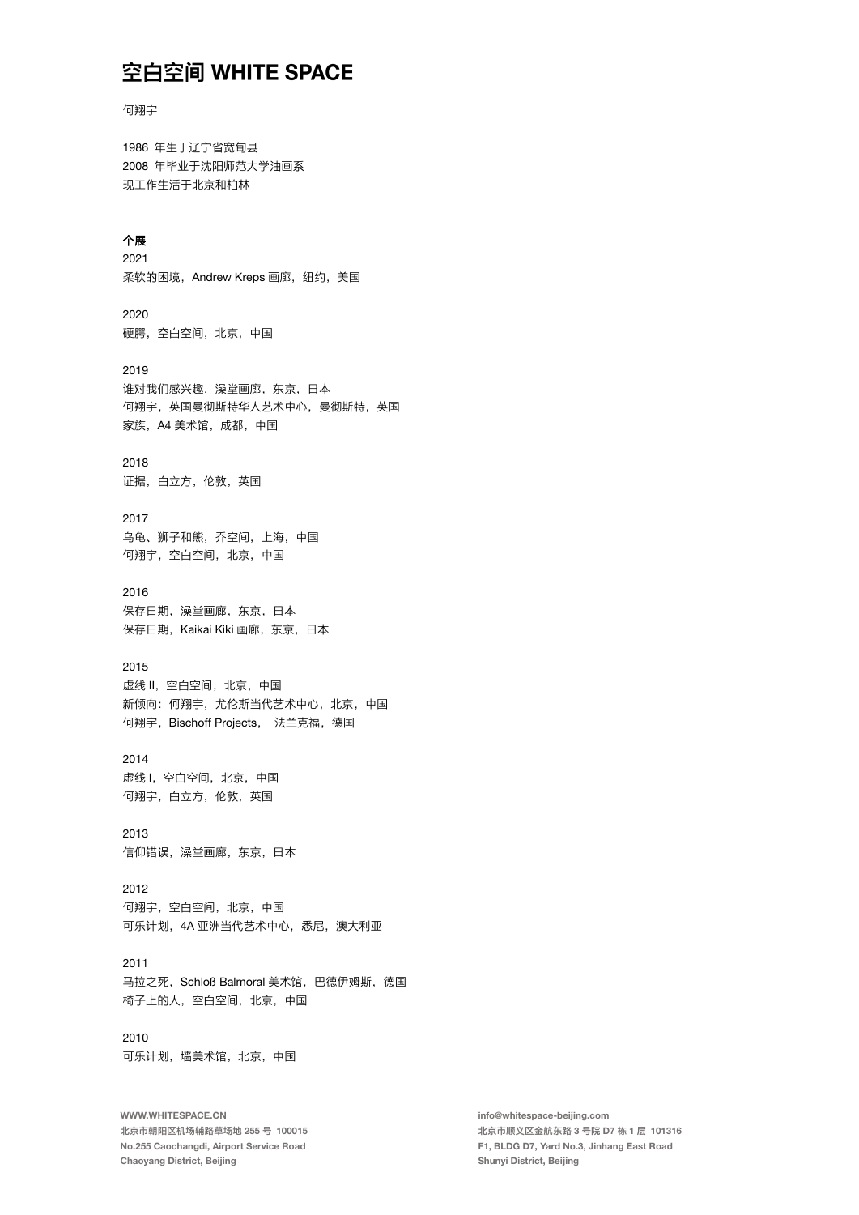# 空白空间 WHITE SPACE

何翔宇

1986 年生于辽宁省宽甸县
2008 年毕业于沈阳师范大学油画系
现工作生活于北京和柏林

**个展**

2021
柔软的困境，Andrew Kreps 画廊，纽约，美国

2020
硬腭，空白空间，北京，中国

2019
谁对我们感兴趣，澡堂画廊，东京，日本
何翔宇，英国曼彻斯特华人艺术中心，曼彻斯特，英国
家族，A4 美术馆，成都，中国

2018
证据，白立方，伦敦，英国

2017
乌龟、狮子和熊，乔空间，上海，中国
何翔宇，空白空间，北京，中国

2016
保存日期，澡堂画廊，东京，日本
保存日期，Kaikai Kiki 画廊，东京，日本

2015
虚线 II，空白空间，北京，中国
新倾向：何翔宇，尤伦斯当代艺术中心，北京，中国
何翔宇，Bischoff Projects， 法兰克福，德国

2014
虚线 I，空白空间，北京，中国
何翔宇，白立方，伦敦，英国

2013
信仰错误，澡堂画廊，东京，日本

2012
何翔宇，空白空间，北京，中国
可乐计划，4A 亚洲当代艺术中心，悉尼，澳大利亚

2011
马拉之死，Schloß Balmoral 美术馆，巴德伊姆斯，德国
椅子上的人，空白空间，北京，中国

2010
可乐计划，墙美术馆，北京，中国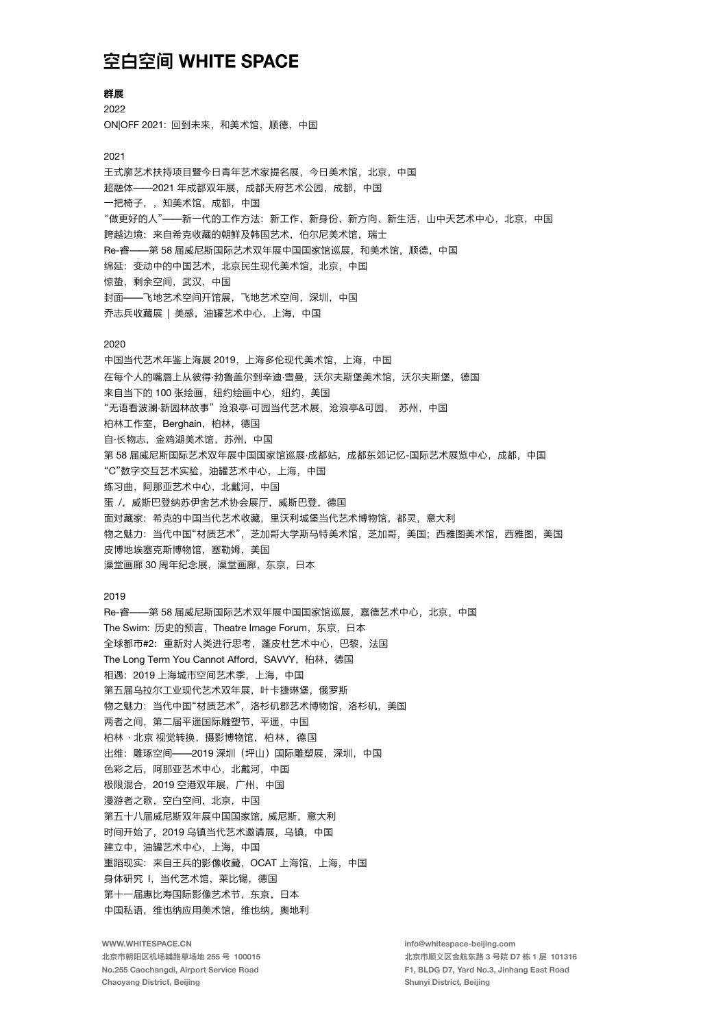# 空白空间 WHITE SPACE

**群展**

2022

ON|OFF 2021: 回到未来，和美术馆，顺德，中国

2021

王式廓艺术扶持项目暨今日青年艺术家提名展，今日美术馆，北京，中国
超融体——2021 年成都双年展，成都天府艺术公园，成都，中国
一把椅子，，知美术馆，成都，中国
"做更好的人"——新一代的工作方法：新工作、新身份、新方向、新生活，山中天艺术中心，北京，中国
跨越边境：来自希克收藏的朝鲜及韩国艺术，伯尔尼美术馆，瑞士
Re-睿——第 58 届威尼斯国际艺术双年展中国国家馆巡展，和美术馆，顺德，中国
绵延：变动中的中国艺术，北京民生现代美术馆，北京，中国
惊蛰，剩余空间，武汉，中国
封面——飞地艺术空间开馆展，飞地艺术空间，深圳，中国
乔志兵收藏展 ｜ 美感，油罐艺术中心，上海，中国

2020

中国当代艺术年鉴上海展 2019，上海多伦现代美术馆，上海，中国
在每个人的嘴唇上从彼得·勃鲁盖尔到辛迪·雪曼，沃尔夫斯堡美术馆，沃尔夫斯堡，德国
来自当下的 100 张绘画，纽约绘画中心，纽约，美国
"无语看波澜·新园林故事"沧浪亭·可园当代艺术展，沧浪亭&可园， 苏州，中国
柏林工作室，Berghain，柏林，德国
自·长物志，金鸡湖美术馆，苏州，中国
第 58 届威尼斯国际艺术双年展中国国家馆巡展·成都站，成都东郊记忆-国际艺术展览中心，成都，中国
"C"数字交互艺术实验，油罐艺术中心，上海，中国
练习曲，阿那亚艺术中心，北戴河，中国
蛋 /，威斯巴登纳苏伊舍艺术协会展厅，威斯巴登，德国
面对藏家：希克的中国当代艺术收藏，里沃利城堡当代艺术博物馆，都灵，意大利
物之魅力：当代中国"材质艺术"，芝加哥大学斯马特美术馆，芝加哥，美国；西雅图美术馆，西雅图，美国
皮博地埃塞克斯博物馆，塞勒姆，美国
澡堂画廊 30 周年纪念展，澡堂画廊，东京，日本

2019

Re-睿——第 58 届威尼斯国际艺术双年展中国国家馆巡展，嘉德艺术中心，北京，中国
The Swim: 历史的预言，Theatre Image Forum，东京，日本
全球都市#2：重新对人类进行思考，蓬皮杜艺术中心，巴黎，法国
The Long Term You Cannot Afford，SAVVY，柏林，德国
相遇：2019 上海城市空间艺术季，上海，中国
第五届乌拉尔工业现代艺术双年展，叶卡捷琳堡，俄罗斯
物之魅力：当代中国"材质艺术"，洛杉矶郡艺术博物馆，洛杉矶，美国
两者之间，第二届平遥国际雕塑节，平遥，中国
柏林 · 北京 视觉转换，摄影博物馆，柏 林， 德 国
出维：雕琢空间——2019 深圳（坪山）国际雕塑展，深圳，中国
色彩之后，阿那亚艺术中心，北戴河，中国
极限混合，2019 空港双年展，广州，中国
漫游者之歌，空白空间，北京，中国
第五十八届威尼斯双年展中国国家馆，威尼斯，意大利
时间开始了，2019 乌镇当代艺术邀请展，乌镇，中国
建立中，油罐艺术中心，上海，中国
重蹈现实：来自王兵的影像收藏，OCAT 上海馆，上海，中国
身体研究 I，当代艺术馆，莱比锡，德国
第十一届惠比寿国际影像艺术节，东京，日本
中国私语，维也纳应用美术馆，维也纳，奥地利

**WWW.WHITESPACE.CN**
**北京市朝阳区机场辅路草场地 255 号 100015**
**No.255 Caochangdi, Airport Service Road**
**Chaoyang District, Beijing**

**info@whitespace-beijing.com**
**北京市顺义区金航东路 3 号院 D7 栋 1 层 101316**
**F1, BLDG D7, Yard No.3, Jinhang East Road**
**Shunyi District, Beijing**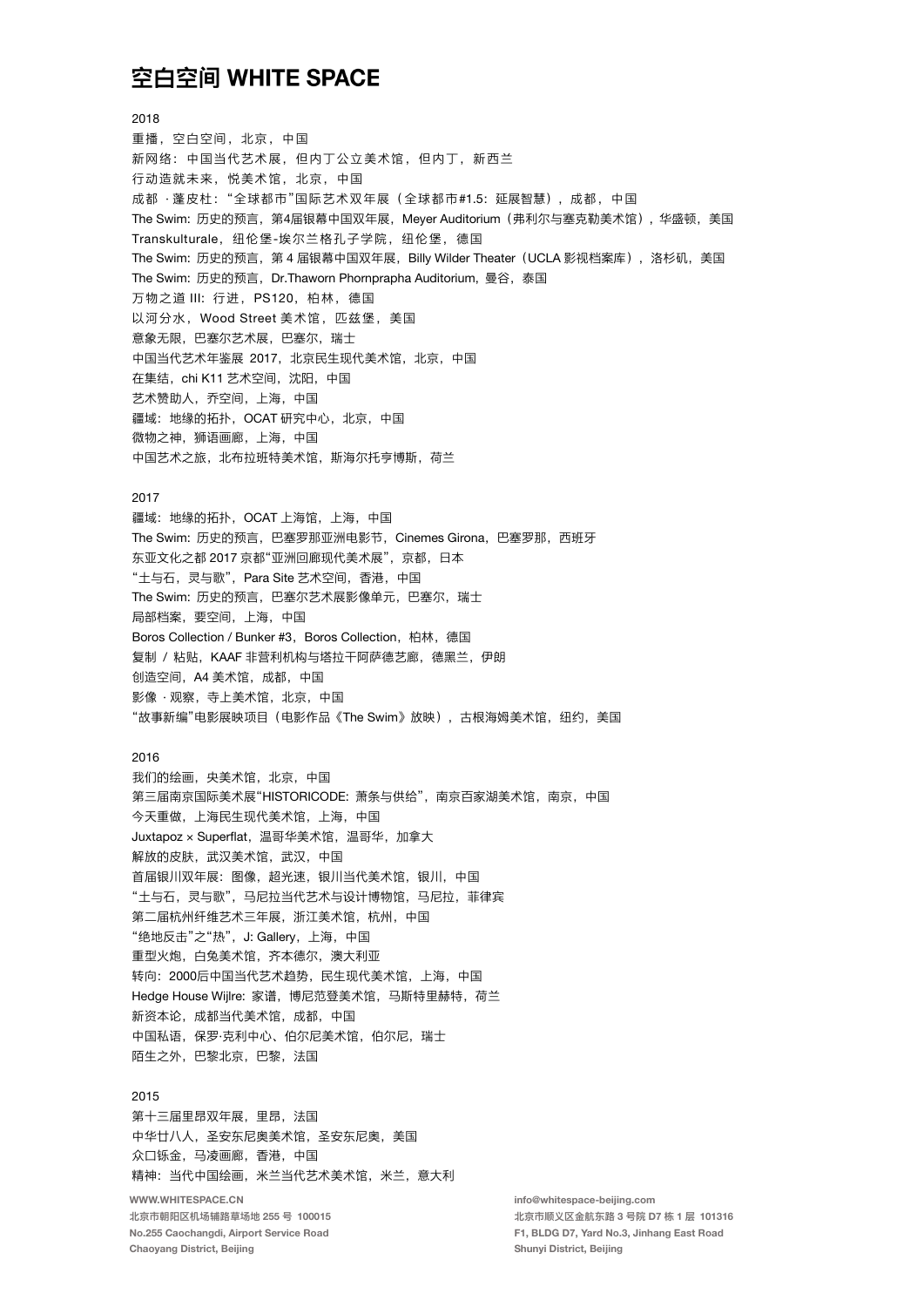# 空白空间 WHITE SPACE

2018

重播，空白空间，北京，中国
新网络：中国当代艺术展，但内丁公立美术馆，但内丁，新西兰
行动造就未来，悦美术馆，北京，中国
成都 · 蓬皮杜："全球都市"国际艺术双年展（全球都市#1.5：延展智慧），成都，中国
The Swim: 历史的预言，第4届银幕中国双年展，Meyer Auditorium（弗利尔与塞克勒美术馆），华盛顿，美国
Transkulturale，纽伦堡-埃尔兰格孔子学院，纽伦堡，德国
The Swim: 历史的预言，第 4 届银幕中国双年展，Billy Wilder Theater（UCLA 影视档案库），洛杉矶，美国
The Swim: 历史的预言，Dr.Thaworn Phornprapha Auditorium，曼谷，泰国
万物之道 III：行进，PS120，柏林，德国
以河分水，Wood Street 美术馆，匹兹堡，美国
意象无限，巴塞尔艺术展，巴塞尔，瑞士
中国当代艺术年鉴展 2017，北京民生现代美术馆，北京，中国
在集结，chi K11 艺术空间，沈阳，中国
艺术赞助人，乔空间，上海，中国
疆域：地缘的拓扑，OCAT 研究中心，北京，中国
微物之神，狮语画廊，上海，中国
中国艺术之旅，北布拉班特美术馆，斯海尔托亨博斯，荷兰

2017

疆域：地缘的拓扑，OCAT 上海馆，上海，中国
The Swim: 历史的预言，巴塞罗那亚洲电影节，Cinemes Girona，巴塞罗那，西班牙
东亚文化之都 2017 京都"亚洲回廊现代美术展"，京都，日本
"土与石，灵与歌"，Para Site 艺术空间，香港，中国
The Swim: 历史的预言，巴塞尔艺术展影像单元，巴塞尔，瑞士
局部档案，要空间，上海，中国
Boros Collection / Bunker #3，Boros Collection，柏林，德国
复制 / 粘贴，KAAF 非营利机构与塔拉干阿萨德艺廊，德黑兰，伊朗
创造空间，A4 美术馆，成都，中国
影像 · 观察，寺上美术馆，北京，中国
"故事新编"电影展映项目（电影作品《The Swim》放映），古根海姆美术馆，纽约，美国

2016

我们的绘画，央美术馆，北京，中国
第三届南京国际美术展"HISTORICODE: 萧条与供给"，南京百家湖美术馆，南京，中国
今天重做，上海民生现代美术馆，上海，中国
Juxtapoz × Superflat，温哥华美术馆，温哥华，加拿大
解放的皮肤，武汉美术馆，武汉，中国
首届银川双年展：图像，超光速，银川当代美术馆，银川，中国
"土与石，灵与歌"，马尼拉当代艺术与设计博物馆，马尼拉，菲律宾
第二届杭州纤维艺术三年展，浙江美术馆，杭州，中国
"绝地反击"之"热"，J: Gallery，上海，中国
重型火炮，白兔美术馆，齐本德尔，澳大利亚
转向：2000后中国当代艺术趋势，民生现代美术馆，上海，中国
Hedge House Wijlre: 家谱，博尼范登美术馆，马斯特里赫特，荷兰
新资本论，成都当代美术馆，成都，中国
中国私语，保罗·克利中心、伯尔尼美术馆，伯尔尼，瑞士
陌生之外，巴黎北京，巴黎，法国

2015

第十三届里昂双年展，里昂，法国
中华廿八人，圣安东尼奥美术馆，圣安东尼奥，美国
众口铄金，马凌画廊，香港，中国
精神：当代中国绘画，米兰当代艺术美术馆，米兰，意大利

**WWW.WHITESPACE.CN**
**北京市朝阳区机场辅路草场地 255 号 100015**
**No.255 Caochangdi, Airport Service Road**
**Chaoyang District, Beijing**

**info@whitespace-beijing.com**
**北京市顺义区金航东路 3 号院 D7 栋 1 层 101316**
**F1, BLDG D7, Yard No.3, Jinhang East Road**
**Shunyi District, Beijing**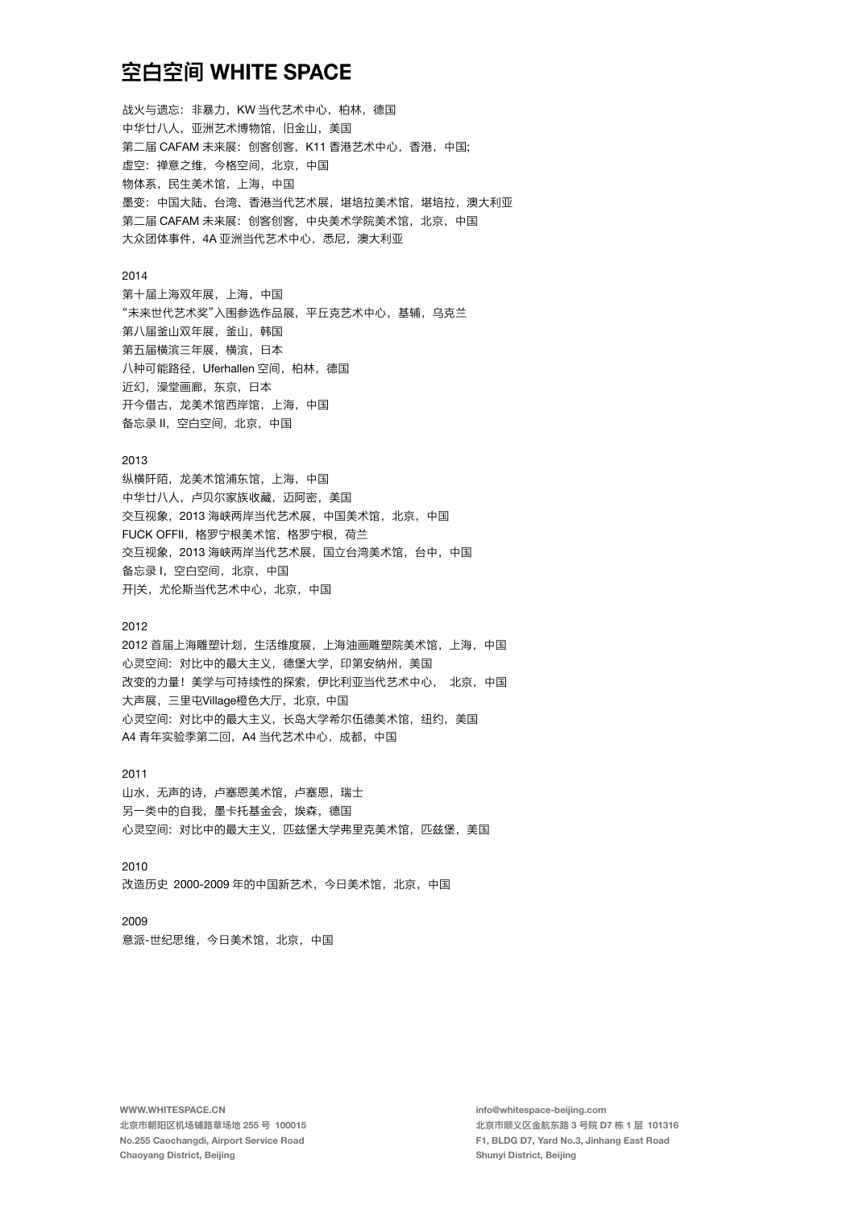# 空白空间 WHITE SPACE

战火与遗忘：非暴力，KW 当代艺术中心，柏林，德国
中华廿八人，亚洲艺术博物馆，旧金山，美国
第二届 CAFAM 未来展：创客创客，K11 香港艺术中心，香港，中国;
虚空：禅意之维，今格空间，北京，中国
物体系，民生美术馆，上海，中国
墨变：中国大陆、台湾、香港当代艺术展，堪培拉美术馆，堪培拉，澳大利亚
第二届 CAFAM 未来展：创客创客，中央美术学院美术馆，北京，中国
大众团体事件，4A 亚洲当代艺术中心，悉尼，澳大利亚

2014
第十届上海双年展，上海，中国
"未来世代艺术奖"入围参选作品展，平丘克艺术中心，基辅，乌克兰
第八届釜山双年展，釜山，韩国
第五届横滨三年展，横滨，日本
八种可能路径，Uferhallen 空间，柏林，德国
近幻，澡堂画廊，东京，日本
开今借古，龙美术馆西岸馆，上海，中国
备忘录 II，空白空间，北京，中国

2013
纵横阡陌，龙美术馆浦东馆，上海，中国
中华廿八人，卢贝尔家族收藏，迈阿密，美国
交互视象，2013 海峡两岸当代艺术展，中国美术馆，北京，中国
FUCK OFFII，格罗宁根美术馆，格罗宁根，荷兰
交互视象，2013 海峡两岸当代艺术展，国立台湾美术馆，台中，中国
备忘录 I，空白空间，北京，中国
开|关，尤伦斯当代艺术中心，北京，中国

2012
2012 首届上海雕塑计划，生活维度展，上海油画雕塑院美术馆，上海，中国
心灵空间：对比中的最大主义，德堡大学，印第安纳州，美国
改变的力量！美学与可持续性的探索，伊比利亚当代艺术中心， 北京，中国
大声展，三里屯Village橙色大厅，北京，中国
心灵空间：对比中的最大主义，长岛大学希尔伍德美术馆，纽约，美国
A4 青年实验季第二回，A4 当代艺术中心，成都，中国

2011
山水，无声的诗，卢塞恩美术馆，卢塞恩，瑞士
另一类中的自我，墨卡托基金会，埃森，德国
心灵空间：对比中的最大主义，匹兹堡大学弗里克美术馆，匹兹堡，美国

2010
改造历史 2000-2009 年的中国新艺术，今日美术馆，北京，中国

2009
意派-世纪思维，今日美术馆，北京，中国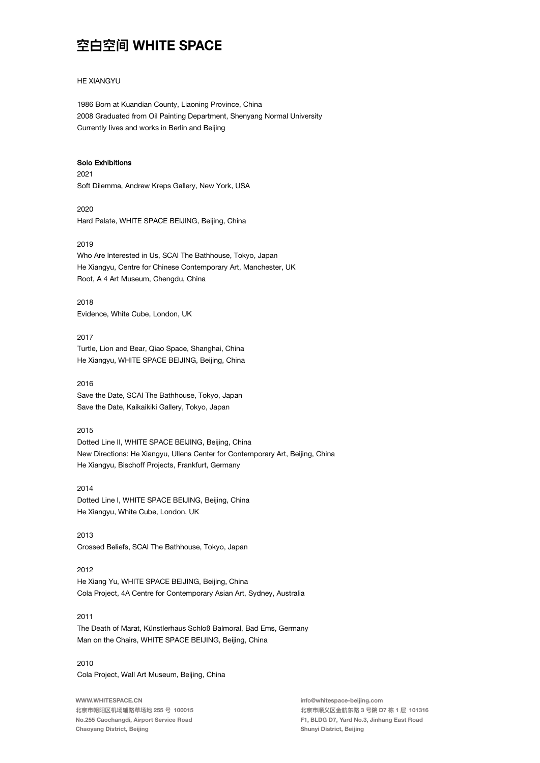# 空白空间 WHITE SPACE

HE XIANGYU

1986 Born at Kuandian County, Liaoning Province, China
2008 Graduated from Oil Painting Department, Shenyang Normal University
Currently lives and works in Berlin and Beijing

**Solo Exhibitions**

2021
Soft Dilemma, Andrew Kreps Gallery, New York, USA

2020
Hard Palate, WHITE SPACE BEIJING, Beijing, China

2019
Who Are Interested in Us, SCAI The Bathhouse, Tokyo, Japan
He Xiangyu, Centre for Chinese Contemporary Art, Manchester, UK
Root, A 4 Art Museum, Chengdu, China

2018
Evidence, White Cube, London, UK

2017
Turtle, Lion and Bear, Qiao Space, Shanghai, China
He Xiangyu, WHITE SPACE BEIJING, Beijing, China

2016
Save the Date, SCAI The Bathhouse, Tokyo, Japan
Save the Date, Kaikaikiki Gallery, Tokyo, Japan

2015
Dotted Line II, WHITE SPACE BEIJING, Beijing, China
New Directions: He Xiangyu, Ullens Center for Contemporary Art, Beijing, China
He Xiangyu, Bischoff Projects, Frankfurt, Germany

2014
Dotted Line I, WHITE SPACE BEIJING, Beijing, China
He Xiangyu, White Cube, London, UK

2013
Crossed Beliefs, SCAI The Bathhouse, Tokyo, Japan

2012
He Xiang Yu, WHITE SPACE BEIJING, Beijing, China
Cola Project, 4A Centre for Contemporary Asian Art, Sydney, Australia

2011
The Death of Marat, Künstlerhaus Schloß Balmoral, Bad Ems, Germany
Man on the Chairs, WHITE SPACE BEIJING, Beijing, China

2010
Cola Project, Wall Art Museum, Beijing, China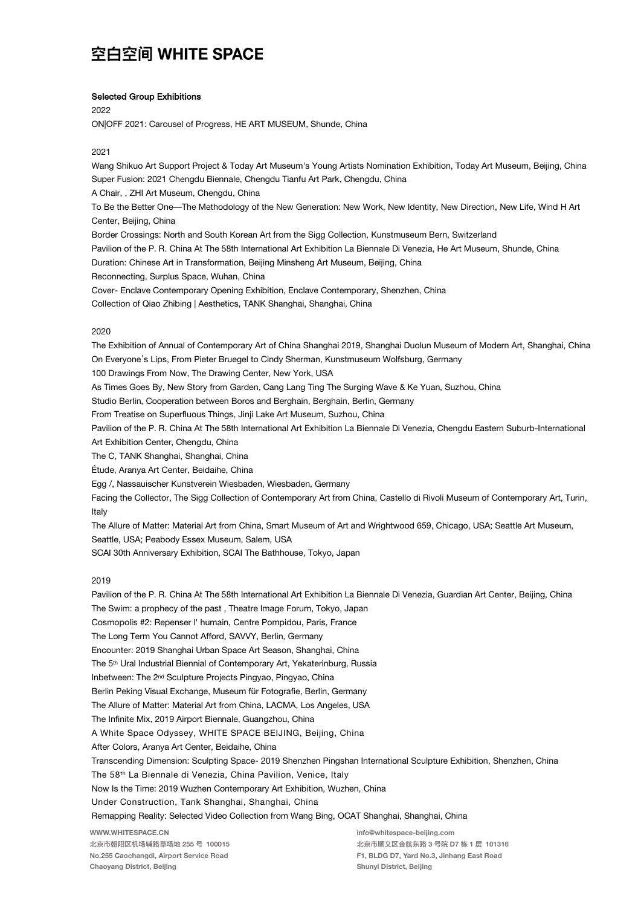## Selected Group Exhibitions

2022

ON|OFF 2021: Carousel of Progress, HE ART MUSEUM, Shunde, China

2021

Wang Shikuo Art Support Project & Today Art Museum's Young Artists Nomination Exhibition, Today Art Museum, Beijing, China

Super Fusion: 2021 Chengdu Biennale, Chengdu Tianfu Art Park, Chengdu, China

A Chair, , ZHI Art Museum, Chengdu, China

To Be the Better One—The Methodology of the New Generation: New Work, New Identity, New Direction, New Life, Wind H Art Center, Beijing, China

Border Crossings: North and South Korean Art from the Sigg Collection, Kunstmuseum Bern, Switzerland

Pavilion of the P. R. China At The 58th International Art Exhibition La Biennale Di Venezia, He Art Museum, Shunde, China

Duration: Chinese Art in Transformation, Beijing Minsheng Art Museum, Beijing, China

Reconnecting, Surplus Space, Wuhan, China

Cover- Enclave Contemporary Opening Exhibition, Enclave Contemporary, Shenzhen, China

Collection of Qiao Zhibing | Aesthetics, TANK Shanghai, Shanghai, China

2020

The Exhibition of Annual of Contemporary Art of China Shanghai 2019, Shanghai Duolun Museum of Modern Art, Shanghai, China

On Everyone's Lips, From Pieter Bruegel to Cindy Sherman, Kunstmuseum Wolfsburg, Germany

100 Drawings From Now, The Drawing Center, New York, USA

As Times Goes By, New Story from Garden, Cang Lang Ting The Surging Wave & Ke Yuan, Suzhou, China

Studio Berlin, Cooperation between Boros and Berghain, Berghain, Berlin, Germany

From Treatise on Superfluous Things, Jinji Lake Art Museum, Suzhou, China

Pavilion of the P. R. China At The 58th International Art Exhibition La Biennale Di Venezia, Chengdu Eastern Suburb-International Art Exhibition Center, Chengdu, China

The C, TANK Shanghai, Shanghai, China

Étude, Aranya Art Center, Beidaihe, China

Egg /, Nassauischer Kunstverein Wiesbaden, Wiesbaden, Germany

Facing the Collector, The Sigg Collection of Contemporary Art from China, Castello di Rivoli Museum of Contemporary Art, Turin, Italy

The Allure of Matter: Material Art from China, Smart Museum of Art and Wrightwood 659, Chicago, USA; Seattle Art Museum, Seattle, USA; Peabody Essex Museum, Salem, USA

SCAI 30th Anniversary Exhibition, SCAI The Bathhouse, Tokyo, Japan

2019

Pavilion of the P. R. China At The 58th International Art Exhibition La Biennale Di Venezia, Guardian Art Center, Beijing, China

The Swim: a prophecy of the past , Theatre Image Forum, Tokyo, Japan

Cosmopolis #2: Repenser l' humain, Centre Pompidou, Paris, France

The Long Term You Cannot Afford, SAVVY, Berlin, Germany

Encounter: 2019 Shanghai Urban Space Art Season, Shanghai, China

The 5th Ural Industrial Biennial of Contemporary Art, Yekaterinburg, Russia

Inbetween: The 2nd Sculpture Projects Pingyao, Pingyao, China

Berlin Peking Visual Exchange, Museum für Fotografie, Berlin, Germany

The Allure of Matter: Material Art from China, LACMA, Los Angeles, USA

The Infinite Mix, 2019 Airport Biennale, Guangzhou, China

A White Space Odyssey, WHITE SPACE BEIJING, Beijing, China

After Colors, Aranya Art Center, Beidaihe, China

Transcending Dimension: Sculpting Space- 2019 Shenzhen Pingshan International Sculpture Exhibition, Shenzhen, China

The 58th La Biennale di Venezia, China Pavilion, Venice, Italy

Now Is the Time: 2019 Wuzhen Contemporary Art Exhibition, Wuzhen, China

Under Construction, Tank Shanghai, Shanghai, China

Remapping Reality: Selected Video Collection from Wang Bing, OCAT Shanghai, Shanghai, China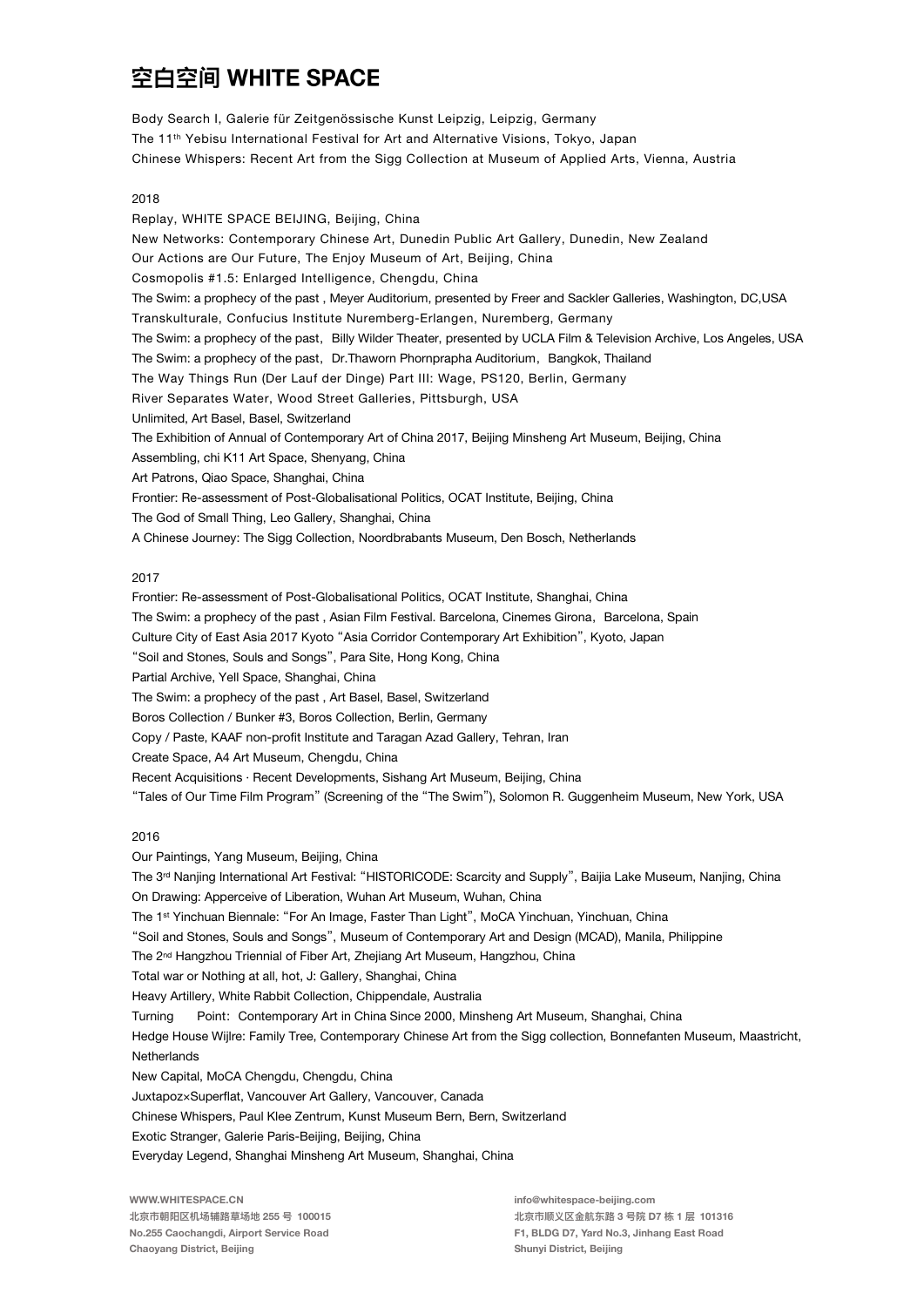Body Search I, Galerie für Zeitgenössische Kunst Leipzig, Leipzig, Germany
The 11th Yebisu International Festival for Art and Alternative Visions, Tokyo, Japan
Chinese Whispers: Recent Art from the Sigg Collection at Museum of Applied Arts, Vienna, Austria

2018

Replay, WHITE SPACE BEIJING, Beijing, China
New Networks: Contemporary Chinese Art, Dunedin Public Art Gallery, Dunedin, New Zealand
Our Actions are Our Future, The Enjoy Museum of Art, Beijing, China
Cosmopolis #1.5: Enlarged Intelligence, Chengdu, China
The Swim: a prophecy of the past , Meyer Auditorium, presented by Freer and Sackler Galleries, Washington, DC,USA
Transkulturale, Confucius Institute Nuremberg-Erlangen, Nuremberg, Germany
The Swim: a prophecy of the past，Billy Wilder Theater, presented by UCLA Film & Television Archive, Los Angeles, USA
The Swim: a prophecy of the past，Dr.Thaworn Phornprapha Auditorium，Bangkok, Thailand
The Way Things Run (Der Lauf der Dinge) Part III: Wage, PS120, Berlin, Germany
River Separates Water, Wood Street Galleries, Pittsburgh, USA
Unlimited, Art Basel, Basel, Switzerland
The Exhibition of Annual of Contemporary Art of China 2017, Beijing Minsheng Art Museum, Beijing, China
Assembling, chi K11 Art Space, Shenyang, China
Art Patrons, Qiao Space, Shanghai, China
Frontier: Re-assessment of Post-Globalisational Politics, OCAT Institute, Beijing, China
The God of Small Thing, Leo Gallery, Shanghai, China
A Chinese Journey: The Sigg Collection, Noordbrabants Museum, Den Bosch, Netherlands

2017

Frontier: Re-assessment of Post-Globalisational Politics, OCAT Institute, Shanghai, China
The Swim: a prophecy of the past , Asian Film Festival. Barcelona, Cinemes Girona，Barcelona, Spain
Culture City of East Asia 2017 Kyoto "Asia Corridor Contemporary Art Exhibition", Kyoto, Japan
"Soil and Stones, Souls and Songs", Para Site, Hong Kong, China
Partial Archive, Yell Space, Shanghai, China
The Swim: a prophecy of the past , Art Basel, Basel, Switzerland
Boros Collection / Bunker #3, Boros Collection, Berlin, Germany
Copy / Paste, KAAF non-profit Institute and Taragan Azad Gallery, Tehran, Iran
Create Space, A4 Art Museum, Chengdu, China
Recent Acquisitions · Recent Developments, Sishang Art Museum, Beijing, China
"Tales of Our Time Film Program" (Screening of the "The Swim"), Solomon R. Guggenheim Museum, New York, USA

2016

Our Paintings, Yang Museum, Beijing, China
The 3rd Nanjing International Art Festival: "HISTORICODE: Scarcity and Supply", Baijia Lake Museum, Nanjing, China
On Drawing: Apperceive of Liberation, Wuhan Art Museum, Wuhan, China
The 1st Yinchuan Biennale: "For An Image, Faster Than Light", MoCA Yinchuan, Yinchuan, China
"Soil and Stones, Souls and Songs", Museum of Contemporary Art and Design (MCAD), Manila, Philippine
The 2nd Hangzhou Triennial of Fiber Art, Zhejiang Art Museum, Hangzhou, China
Total war or Nothing at all, hot, J: Gallery, Shanghai, China
Heavy Artillery, White Rabbit Collection, Chippendale, Australia
Turning Point：Contemporary Art in China Since 2000, Minsheng Art Museum, Shanghai, China
Hedge House Wijlre: Family Tree, Contemporary Chinese Art from the Sigg collection, Bonnefanten Museum, Maastricht, Netherlands
New Capital, MoCA Chengdu, Chengdu, China
Juxtapoz×Superflat, Vancouver Art Gallery, Vancouver, Canada
Chinese Whispers, Paul Klee Zentrum, Kunst Museum Bern, Bern, Switzerland
Exotic Stranger, Galerie Paris-Beijing, Beijing, China
Everyday Legend, Shanghai Minsheng Art Museum, Shanghai, China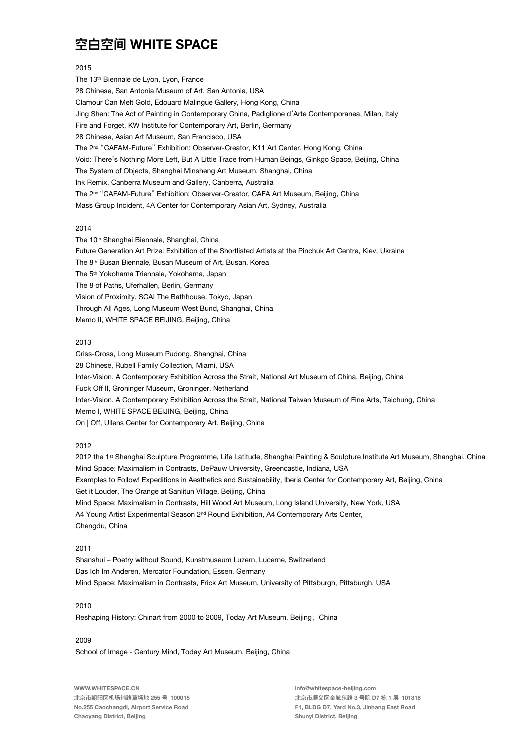2015

The 13th Biennale de Lyon, Lyon, France
28 Chinese, San Antonia Museum of Art, San Antonia, USA
Clamour Can Melt Gold, Edouard Malingue Gallery, Hong Kong, China
Jing Shen: The Act of Painting in Contemporary China, Padiglione d'Arte Contemporanea, Milan, Italy
Fire and Forget, KW Institute for Contemporary Art, Berlin, Germany
28 Chinese, Asian Art Museum, San Francisco, USA
The 2nd "CAFAM-Future" Exhibition: Observer-Creator, K11 Art Center, Hong Kong, China
Void: There's Nothing More Left, But A Little Trace from Human Beings, Ginkgo Space, Beijing, China
The System of Objects, Shanghai Minsheng Art Museum, Shanghai, China
Ink Remix, Canberra Museum and Gallery, Canberra, Australia
The 2nd "CAFAM-Future" Exhibition: Observer-Creator, CAFA Art Museum, Beijing, China
Mass Group Incident, 4A Center for Contemporary Asian Art, Sydney, Australia

2014

The 10th Shanghai Biennale, Shanghai, China
Future Generation Art Prize: Exhibition of the Shortlisted Artists at the Pinchuk Art Centre, Kiev, Ukraine
The 8th Busan Biennale, Busan Museum of Art, Busan, Korea
The 5th Yokohama Triennale, Yokohama, Japan
The 8 of Paths, Uferhallen, Berlin, Germany
Vision of Proximity, SCAI The Bathhouse, Tokyo, Japan
Through All Ages, Long Museum West Bund, Shanghai, China
Memo II, WHITE SPACE BEIJING, Beijing, China

2013

Criss-Cross, Long Museum Pudong, Shanghai, China
28 Chinese, Rubell Family Collection, Miami, USA
Inter-Vision. A Contemporary Exhibition Across the Strait, National Art Museum of China, Beijing, China
Fuck Off II, Groninger Museum, Groninger, Netherland
Inter-Vision. A Contemporary Exhibition Across the Strait, National Taiwan Museum of Fine Arts, Taichung, China
Memo I, WHITE SPACE BEIJING, Beijing, China
On | Off, Ullens Center for Contemporary Art, Beijing, China

2012

2012 the 1st Shanghai Sculpture Programme, Life Latitude, Shanghai Painting & Sculpture Institute Art Museum, Shanghai, China
Mind Space: Maximalism in Contrasts, DePauw University, Greencastle, Indiana, USA
Examples to Follow! Expeditions in Aesthetics and Sustainability, Iberia Center for Contemporary Art, Beijing, China
Get it Louder, The Orange at Sanlitun Village, Beijing, China
Mind Space: Maximalism in Contrasts, Hill Wood Art Museum, Long Island University, New York, USA
A4 Young Artist Experimental Season 2nd Round Exhibition, A4 Contemporary Arts Center, Chengdu, China

2011

Shanshui – Poetry without Sound, Kunstmuseum Luzern, Lucerne, Switzerland
Das Ich Im Anderen, Mercator Foundation, Essen, Germany
Mind Space: Maximalism in Contrasts, Frick Art Museum, University of Pittsburgh, Pittsburgh, USA

2010

Reshaping History: Chinart from 2000 to 2009, Today Art Museum, Beijing，China

2009

School of Image - Century Mind, Today Art Museum, Beijing, China